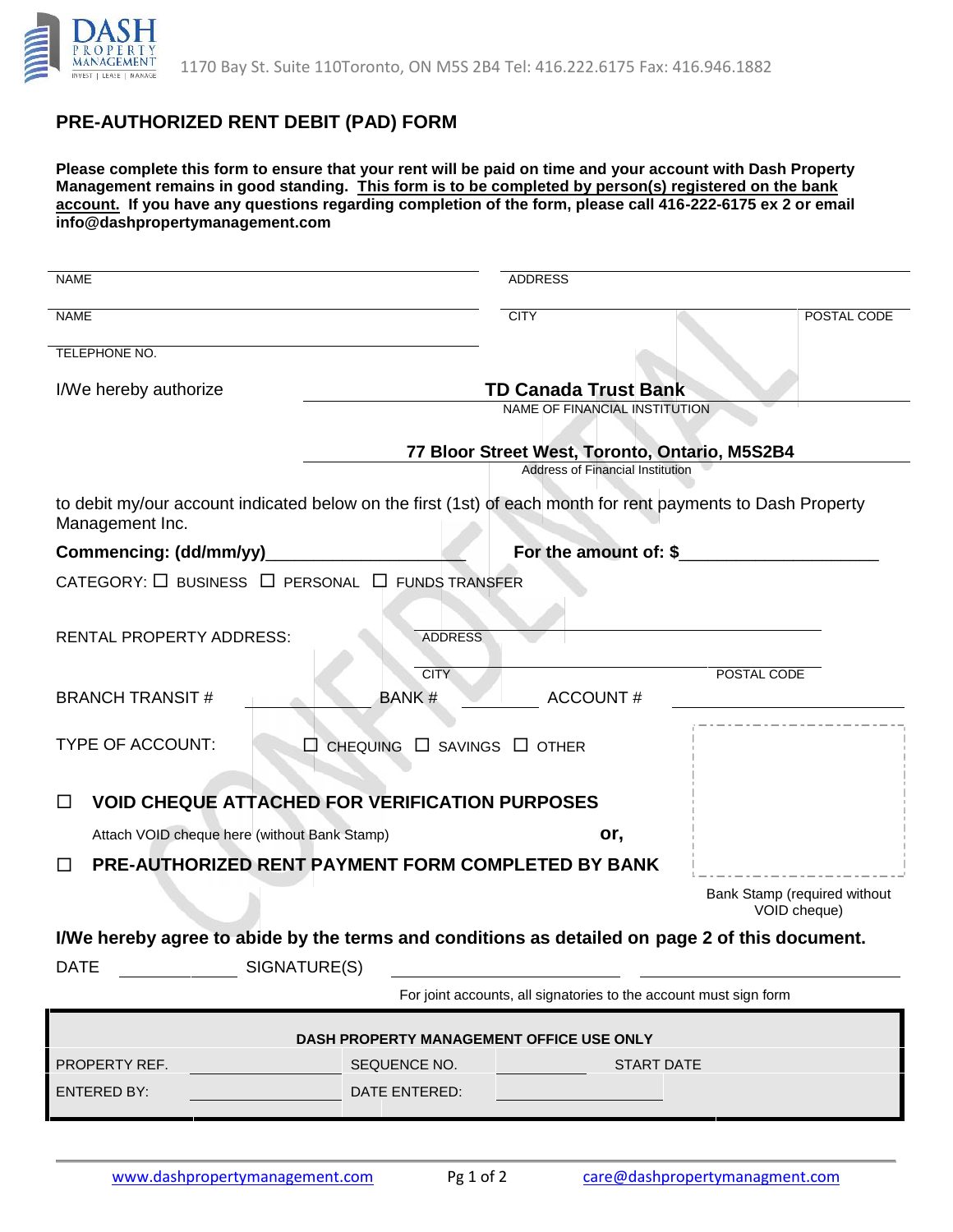DASH PROPERTY MANAGEMENT — INVEST | LEASE | MANAGE

1170 Bay St. Suite 110Toronto, ON M5S 2B4 Tel: 416.222.6175 Fax: 416.946.1882

## PRE-AUTHORIZED RENT DEBIT (PAD) FORM

**Please complete this form to ensure that your rent will be paid on time and your account with Dash Property Management remains in good standing. This form is to be completed by person(s) registered on the bank account. If you have any questions regarding completion of the form, please call 416-222-6175 ex 2 or email info@dashpropertymanagement.com**

NAME ______________________ ADDRESS ______________________

NAME ______________________ CITY ______________ POSTAL CODE ______________

TELEPHONE NO. ______________________

I/We hereby authorize **TD Canada Trust Bank**
NAME OF FINANCIAL INSTITUTION

**77 Bloor Street West, Toronto, Ontario, M5S2B4**
Address of Financial Institution

to debit my/our account indicated below on the first (1st) of each month for rent payments to Dash Property Management Inc.

**Commencing: (dd/mm/yy)**____________________ **For the amount of: $**____________________

CATEGORY: ☐ BUSINESS ☐ PERSONAL ☐ FUNDS TRANSFER

RENTAL PROPERTY ADDRESS: ADDRESS ______________________

CITY ______________________ POSTAL CODE ______________

BRANCH TRANSIT # __________ BANK # __________ ACCOUNT # ______________

TYPE OF ACCOUNT: ☐ CHEQUING ☐ SAVINGS ☐ OTHER

☐ **VOID CHEQUE ATTACHED FOR VERIFICATION PURPOSES**

Attach VOID cheque here (without Bank Stamp) **or,**

☐ **PRE-AUTHORIZED RENT PAYMENT FORM COMPLETED BY BANK**

Bank Stamp (required without VOID cheque)

**I/We hereby agree to abide by the terms and conditions as detailed on page 2 of this document.**

DATE __________ SIGNATURE(S) ______________________ ______________________

For joint accounts, all signatories to the account must sign form

| DASH PROPERTY MANAGEMENT OFFICE USE ONLY | | | | | |
|---|---|---|---|---|---|
| PROPERTY REF. | | SEQUENCE NO. | | START DATE | |
| ENTERED BY: | | DATE ENTERED: | | | |

www.dashpropertymanagement.com care@dashpropertymanagment.com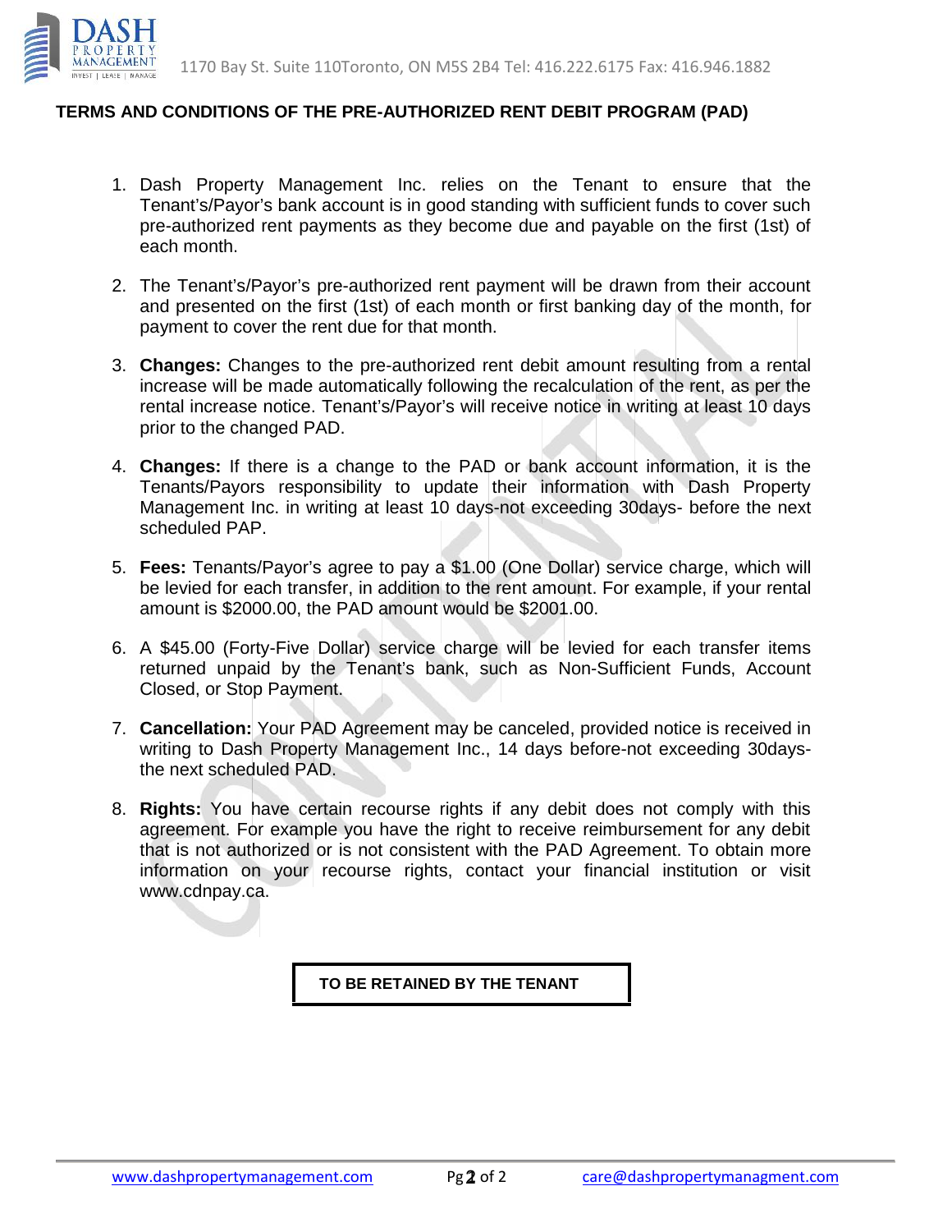## TERMS AND CONDITIONS OF THE PRE-AUTHORIZED RENT DEBIT PROGRAM (PAD)

1. Dash Property Management Inc. relies on the Tenant to ensure that the Tenant's/Payor's bank account is in good standing with sufficient funds to cover such pre-authorized rent payments as they become due and payable on the first (1st) of each month.

2. The Tenant's/Payor's pre-authorized rent payment will be drawn from their account and presented on the first (1st) of each month or first banking day of the month, for payment to cover the rent due for that month.

3. **Changes:** Changes to the pre-authorized rent debit amount resulting from a rental increase will be made automatically following the recalculation of the rent, as per the rental increase notice. Tenant's/Payor's will receive notice in writing at least 10 days prior to the changed PAD.

4. **Changes:** If there is a change to the PAD or bank account information, it is the Tenants/Payors responsibility to update their information with Dash Property Management Inc. in writing at least 10 days-not exceeding 30days- before the next scheduled PAP.

5. **Fees:** Tenants/Payor's agree to pay a $1.00 (One Dollar) service charge, which will be levied for each transfer, in addition to the rent amount. For example, if your rental amount is $2000.00, the PAD amount would be $2001.00.

6. A $45.00 (Forty-Five Dollar) service charge will be levied for each transfer items returned unpaid by the Tenant's bank, such as Non-Sufficient Funds, Account Closed, or Stop Payment.

7. **Cancellation:** Your PAD Agreement may be canceled, provided notice is received in writing to Dash Property Management Inc., 14 days before-not exceeding 30days- the next scheduled PAD.

8. **Rights:** You have certain recourse rights if any debit does not comply with this agreement. For example you have the right to receive reimbursement for any debit that is not authorized or is not consistent with the PAD Agreement. To obtain more information on your recourse rights, contact your financial institution or visit www.cdnpay.ca.

**TO BE RETAINED BY THE TENANT**